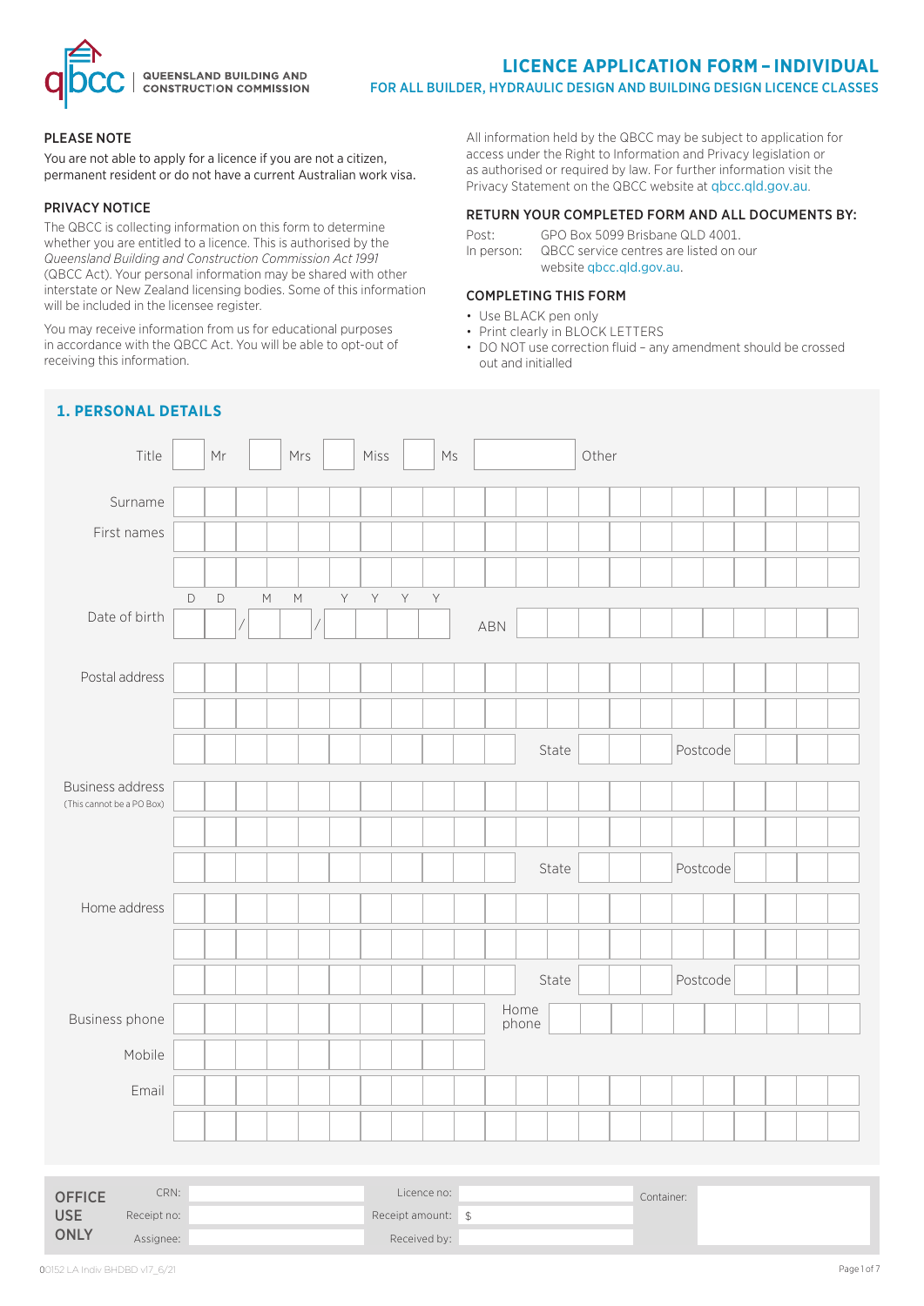QUEENSLAND BUILDING AND CONSTRUCTION COMMISSION

# LICENCE APPLICATION FORM – INDIVIDUAL

## FOR ALL BUILDER, HYDRAULIC DESIGN AND BUILDING DESIGN LICENCE CLASSES

### PLEASE NOTE

You are not able to apply for a licence if you are not a citizen, permanent resident or do not have a current Australian work visa.

### PRIVACY NOTICE

The QBCC is collecting information on this form to determine whether you are entitled to a licence. This is authorised by the *Queensland Building and Construction Commission Act 1991* (QBCC Act). Your personal information may be shared with other interstate or New Zealand licensing bodies. Some of this information will be included in the licensee register.

You may receive information from us for educational purposes in accordance with the QBCC Act. You will be able to opt-out of receiving this information.

All information held by the QBCC may be subject to application for access under the Right to Information and Privacy legislation or as authorised or required by law. For further information visit the Privacy Statement on the QBCC website at qbcc.qld.gov.au.

### RETURN YOUR COMPLETED FORM AND ALL DOCUMENTS BY:

Post: GPO Box 5099 Brisbane QLD 4001.
In person: QBCC service centres are listed on our website qbcc.qld.gov.au.

### COMPLETING THIS FORM

- Use BLACK pen only
- Print clearly in BLOCK LETTERS
- DO NOT use correction fluid – any amendment should be crossed out and initialled

## 1. PERSONAL DETAILS

Title: ☐ Mr ☐ Mrs ☐ Miss ☐ Ms ☐ Other

Surname

First names

Date of birth (D D / M M / Y Y Y Y)

ABN

Postal address
State
Postcode

Business address (This cannot be a PO Box)
State
Postcode

Home address
State
Postcode

Business phone

Home phone

Mobile

Email

| OFFICE USE ONLY | | | | | |
|---|---|---|---|---|---|
| CRN: | | Licence no: | | Container: | |
| Receipt no: | | Receipt amount: | $ | | |
| Assignee: | | Received by: | | | |

00152 LA Indiv BHDBD v17_6/21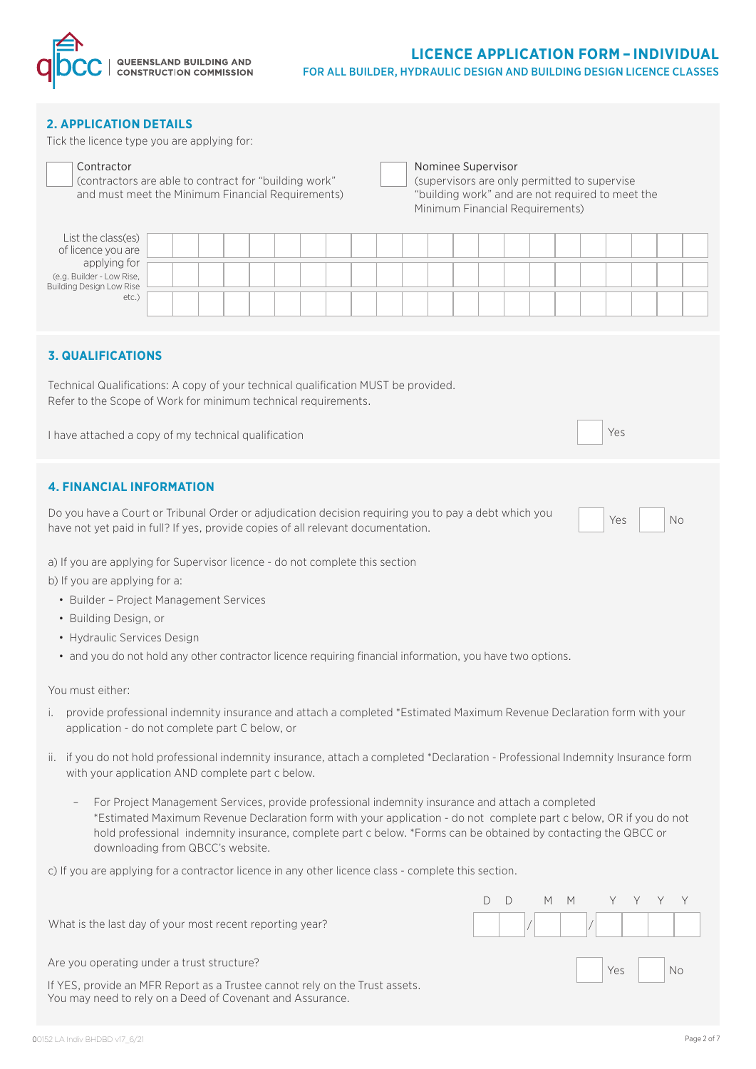## 2. APPLICATION DETAILS

Tick the licence type you are applying for:

☐ Contractor
(contractors are able to contract for "building work" and must meet the Minimum Financial Requirements)

☐ Nominee Supervisor
(supervisors are only permitted to supervise "building work" and are not required to meet the Minimum Financial Requirements)

List the class(es) of licence you are applying for
(e.g. Builder - Low Rise, Building Design Low Rise etc.)

## 3. QUALIFICATIONS

Technical Qualifications: A copy of your technical qualification MUST be provided.
Refer to the Scope of Work for minimum technical requirements.

I have attached a copy of my technical qualification ☐ Yes

## 4. FINANCIAL INFORMATION

Do you have a Court or Tribunal Order or adjudication decision requiring you to pay a debt which you have not yet paid in full? If yes, provide copies of all relevant documentation. ☐ Yes ☐ No

a) If you are applying for Supervisor licence - do not complete this section

b) If you are applying for a:

- Builder – Project Management Services
- Building Design, or
- Hydraulic Services Design
- and you do not hold any other contractor licence requiring financial information, you have two options.

You must either:

i. provide professional indemnity insurance and attach a completed *Estimated Maximum Revenue Declaration form with your application - do not complete part C below, or

ii. if you do not hold professional indemnity insurance, attach a completed *Declaration - Professional Indemnity Insurance form with your application AND complete part c below.

   – For Project Management Services, provide professional indemnity insurance and attach a completed *Estimated Maximum Revenue Declaration form with your application - do not complete part c below, OR if you do not hold professional indemnity insurance, complete part c below. *Forms can be obtained by contacting the QBCC or downloading from QBCC's website.

c) If you are applying for a contractor licence in any other licence class - complete this section.

What is the last day of your most recent reporting year? DD / MM / YYYY

Are you operating under a trust structure? ☐ Yes ☐ No

If YES, provide an MFR Report as a Trustee cannot rely on the Trust assets.
You may need to rely on a Deed of Covenant and Assurance.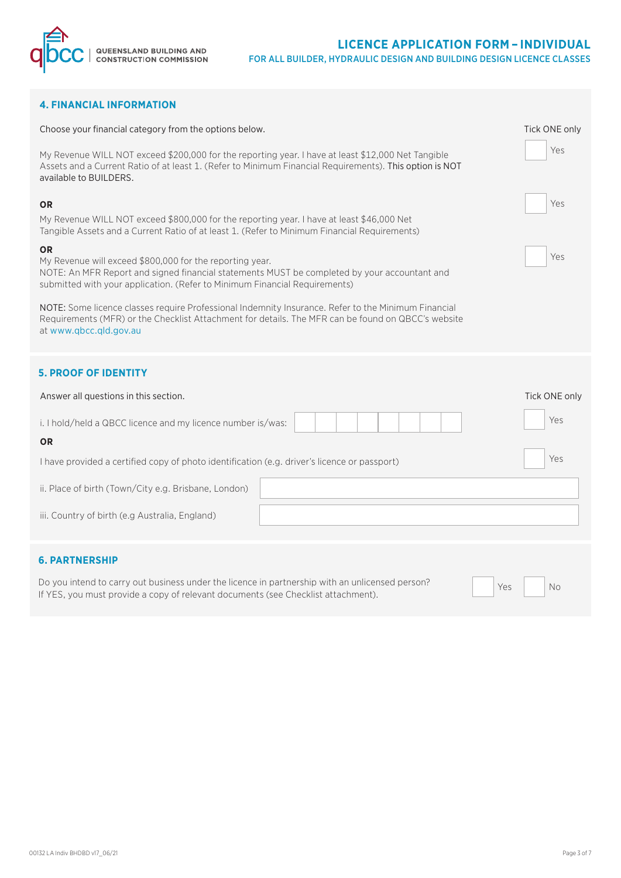## 4. FINANCIAL INFORMATION

Choose your financial category from the options below. Tick ONE only

My Revenue WILL NOT exceed $200,000 for the reporting year. I have at least $12,000 Net Tangible Assets and a Current Ratio of at least 1. (Refer to Minimum Financial Requirements). This option is NOT available to BUILDERS. ☐ Yes

**OR**

My Revenue WILL NOT exceed $800,000 for the reporting year. I have at least $46,000 Net Tangible Assets and a Current Ratio of at least 1. (Refer to Minimum Financial Requirements) ☐ Yes

**OR**

My Revenue will exceed $800,000 for the reporting year.
NOTE: An MFR Report and signed financial statements MUST be completed by your accountant and submitted with your application. (Refer to Minimum Financial Requirements) ☐ Yes

NOTE: Some licence classes require Professional Indemnity Insurance. Refer to the Minimum Financial Requirements (MFR) or the Checklist Attachment for details. The MFR can be found on QBCC's website at www.qbcc.qld.gov.au

## 5. PROOF OF IDENTITY

Answer all questions in this section. Tick ONE only

i. I hold/held a QBCC licence and my licence number is/was: ☐☐☐☐☐☐☐☐ ☐ Yes

**OR**

I have provided a certified copy of photo identification (e.g. driver's licence or passport) ☐ Yes

ii. Place of birth (Town/City e.g. Brisbane, London) ____________________

iii. Country of birth (e.g Australia, England) ____________________

## 6. PARTNERSHIP

Do you intend to carry out business under the licence in partnership with an unlicensed person?
If YES, you must provide a copy of relevant documents (see Checklist attachment). ☐ Yes ☐ No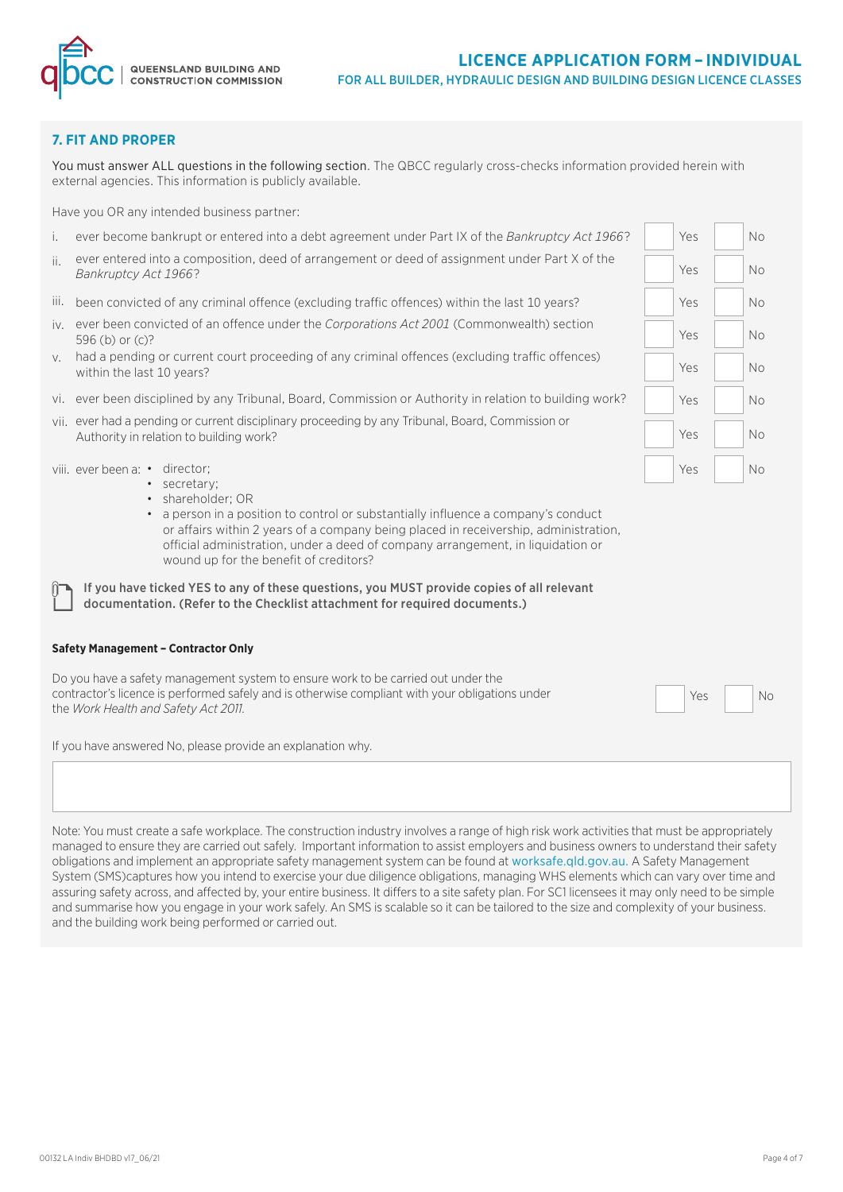## 7. FIT AND PROPER

You must answer ALL questions in the following section. The QBCC regularly cross-checks information provided herein with external agencies. This information is publicly available.

Have you OR any intended business partner:

| | Question | Yes | No |
|---|---|---|---|
| i. | ever become bankrupt or entered into a debt agreement under Part IX of the *Bankruptcy Act 1966*? | ☐ Yes | ☐ No |
| ii. | ever entered into a composition, deed of arrangement or deed of assignment under Part X of the *Bankruptcy Act 1966*? | ☐ Yes | ☐ No |
| iii. | been convicted of any criminal offence (excluding traffic offences) within the last 10 years? | ☐ Yes | ☐ No |
| iv. | ever been convicted of an offence under the *Corporations Act 2001* (Commonwealth) section 596 (b) or (c)? | ☐ Yes | ☐ No |
| v. | had a pending or current court proceeding of any criminal offences (excluding traffic offences) within the last 10 years? | ☐ Yes | ☐ No |
| vi. | ever been disciplined by any Tribunal, Board, Commission or Authority in relation to building work? | ☐ Yes | ☐ No |
| vii. | ever had a pending or current disciplinary proceeding by any Tribunal, Board, Commission or Authority in relation to building work? | ☐ Yes | ☐ No |
| viii. | ever been a: • director; • secretary; • shareholder; OR • a person in a position to control or substantially influence a company's conduct or affairs within 2 years of a company being placed in receivership, administration, official administration, under a deed of company arrangement, in liquidation or wound up for the benefit of creditors? | ☐ Yes | ☐ No |

**If you have ticked YES to any of these questions, you MUST provide copies of all relevant documentation. (Refer to the Checklist attachment for required documents.)**

### Safety Management – Contractor Only

Do you have a safety management system to ensure work to be carried out under the contractor's licence is performed safely and is otherwise compliant with your obligations under the *Work Health and Safety Act 2011*. ☐ Yes ☐ No

If you have answered No, please provide an explanation why.

Note: You must create a safe workplace. The construction industry involves a range of high risk work activities that must be appropriately managed to ensure they are carried out safely. Important information to assist employers and business owners to understand their safety obligations and implement an appropriate safety management system can be found at worksafe.qld.gov.au. A Safety Management System (SMS)captures how you intend to exercise your due diligence obligations, managing WHS elements which can vary over time and assuring safety across, and affected by, your entire business. It differs to a site safety plan. For SC1 licensees it may only need to be simple and summarise how you engage in your work safely. An SMS is scalable so it can be tailored to the size and complexity of your business. and the building work being performed or carried out.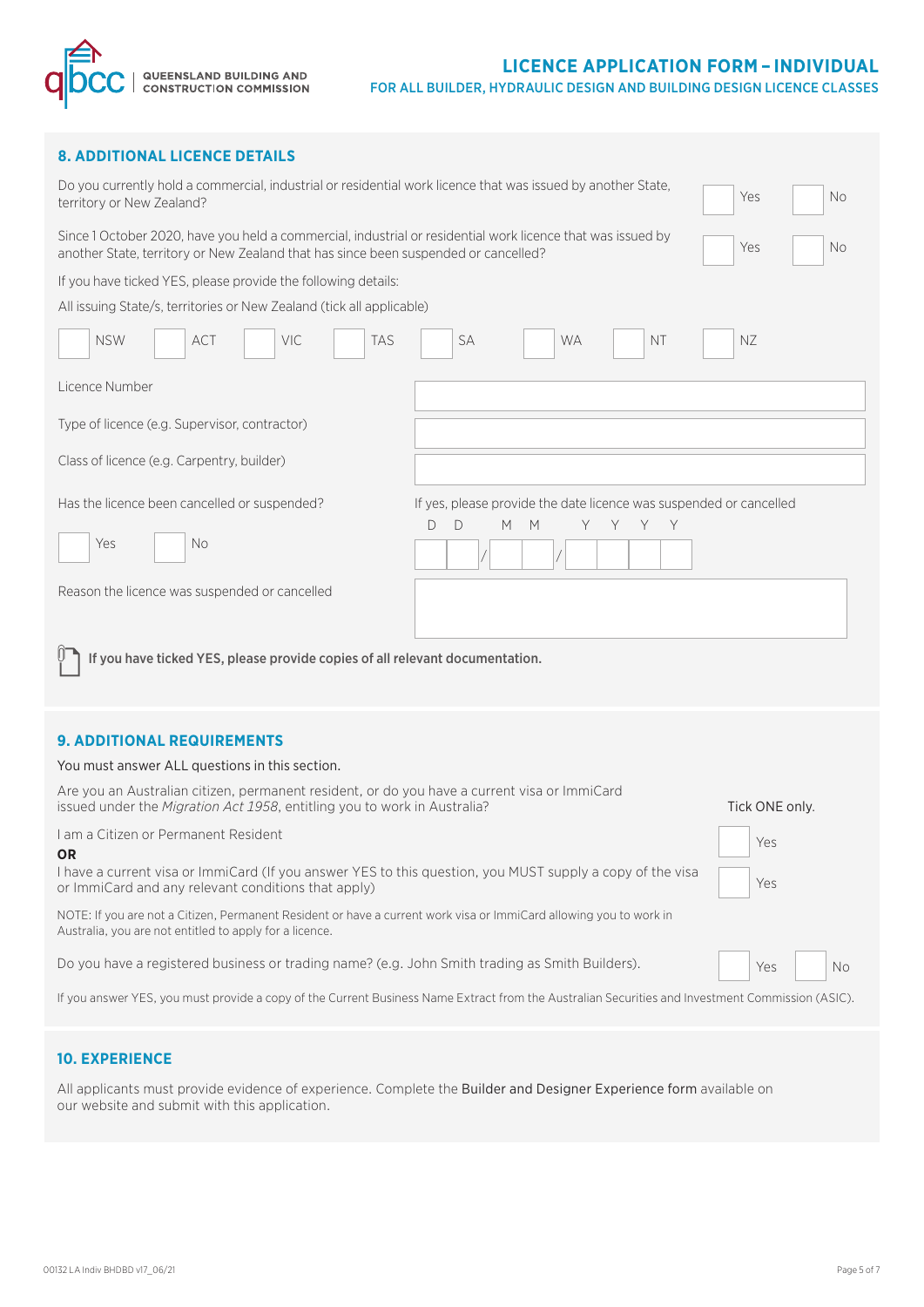## 8. ADDITIONAL LICENCE DETAILS

Do you currently hold a commercial, industrial or residential work licence that was issued by another State, territory or New Zealand? ☐ Yes ☐ No

Since 1 October 2020, have you held a commercial, industrial or residential work licence that was issued by another State, territory or New Zealand that has since been suspended or cancelled? ☐ Yes ☐ No

If you have ticked YES, please provide the following details:

All issuing State/s, territories or New Zealand (tick all applicable)

☐ NSW ☐ ACT ☐ VIC ☐ TAS ☐ SA ☐ WA ☐ NT ☐ NZ

| | |
|---|---|
| Licence Number | |
| Type of licence (e.g. Supervisor, contractor) | |
| Class of licence (e.g. Carpentry, builder) | |
| Has the licence been cancelled or suspended? ☐ Yes ☐ No | If yes, please provide the date licence was suspended or cancelled D D / M M / Y Y Y Y |
| Reason the licence was suspended or cancelled | |

**If you have ticked YES, please provide copies of all relevant documentation.**

## 9. ADDITIONAL REQUIREMENTS

You must answer ALL questions in this section.

Are you an Australian citizen, permanent resident, or do you have a current visa or ImmiCard issued under the *Migration Act 1958*, entitling you to work in Australia? Tick ONE only.

I am a Citizen or Permanent Resident ☐ Yes

**OR**

I have a current visa or ImmiCard (If you answer YES to this question, you MUST supply a copy of the visa or ImmiCard and any relevant conditions that apply) ☐ Yes

NOTE: If you are not a Citizen, Permanent Resident or have a current work visa or ImmiCard allowing you to work in Australia, you are not entitled to apply for a licence.

Do you have a registered business or trading name? (e.g. John Smith trading as Smith Builders). ☐ Yes ☐ No

If you answer YES, you must provide a copy of the Current Business Name Extract from the Australian Securities and Investment Commission (ASIC).

## 10. EXPERIENCE

All applicants must provide evidence of experience. Complete the Builder and Designer Experience form available on our website and submit with this application.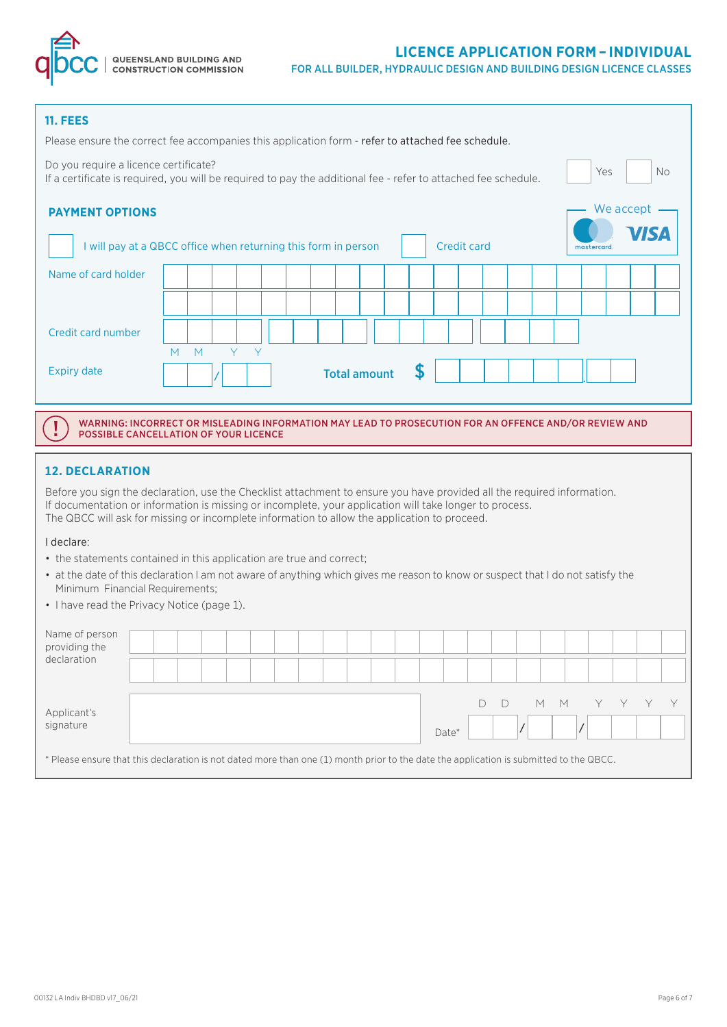# LICENCE APPLICATION FORM – INDIVIDUAL

FOR ALL BUILDER, HYDRAULIC DESIGN AND BUILDING DESIGN LICENCE CLASSES

## 11. FEES

Please ensure the correct fee accompanies this application form - refer to attached fee schedule.

Do you require a licence certificate? ☐ Yes ☐ No

If a certificate is required, you will be required to pay the additional fee - refer to attached fee schedule.

### PAYMENT OPTIONS

We accept mastercard VISA

☐ I will pay at a QBCC office when returning this form in person ☐ Credit card

Name of card holder

Credit card number

Expiry date (MM / YY) ___ / ___ **Total amount** $

> **WARNING: INCORRECT OR MISLEADING INFORMATION MAY LEAD TO PROSECUTION FOR AN OFFENCE AND/OR REVIEW AND POSSIBLE CANCELLATION OF YOUR LICENCE**

## 12. DECLARATION

Before you sign the declaration, use the Checklist attachment to ensure you have provided all the required information. If documentation or information is missing or incomplete, your application will take longer to process. The QBCC will ask for missing or incomplete information to allow the application to proceed.

I declare:

- the statements contained in this application are true and correct;
- at the date of this declaration I am not aware of anything which gives me reason to know or suspect that I do not satisfy the Minimum Financial Requirements;
- I have read the Privacy Notice (page 1).

Name of person providing the declaration

Applicant's signature

Date* (DD / MM / YYYY) ___ / ___ / ___

\* Please ensure that this declaration is not dated more than one (1) month prior to the date the application is submitted to the QBCC.

00132 LA Indiv BHDBD v17_06/21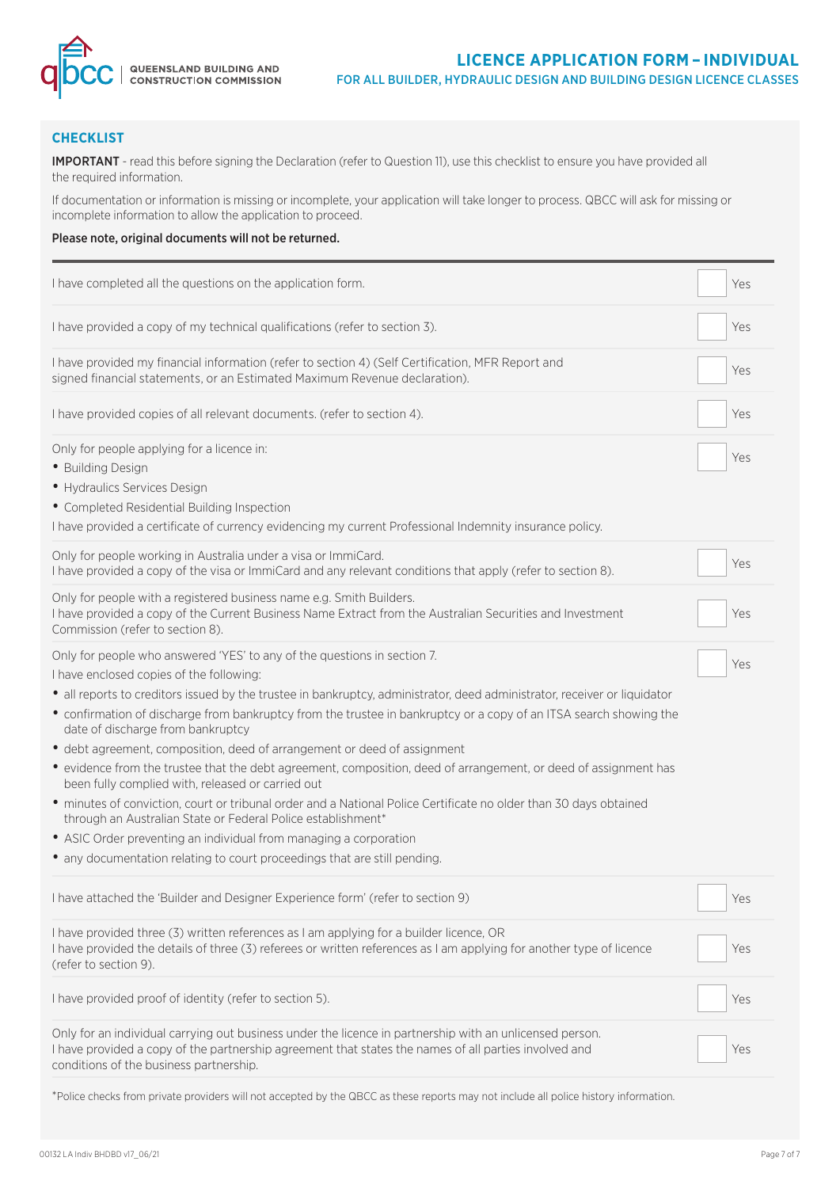## CHECKLIST

**IMPORTANT** - read this before signing the Declaration (refer to Question 11), use this checklist to ensure you have provided all the required information.

If documentation or information is missing or incomplete, your application will take longer to process. QBCC will ask for missing or incomplete information to allow the application to proceed.

**Please note, original documents will not be returned.**

| | |
|---|---|
| I have completed all the questions on the application form. | ☐ Yes |
| I have provided a copy of my technical qualifications (refer to section 3). | ☐ Yes |
| I have provided my financial information (refer to section 4) (Self Certification, MFR Report and signed financial statements, or an Estimated Maximum Revenue declaration). | ☐ Yes |
| I have provided copies of all relevant documents. (refer to section 4). | ☐ Yes |
| Only for people applying for a licence in:<br>• Building Design<br>• Hydraulics Services Design<br>• Completed Residential Building Inspection<br>I have provided a certificate of currency evidencing my current Professional Indemnity insurance policy. | ☐ Yes |
| Only for people working in Australia under a visa or ImmiCard.<br>I have provided a copy of the visa or ImmiCard and any relevant conditions that apply (refer to section 8). | ☐ Yes |
| Only for people with a registered business name e.g. Smith Builders.<br>I have provided a copy of the Current Business Name Extract from the Australian Securities and Investment Commission (refer to section 8). | ☐ Yes |
| Only for people who answered 'YES' to any of the questions in section 7.<br>I have enclosed copies of the following:<br>• all reports to creditors issued by the trustee in bankruptcy, administrator, deed administrator, receiver or liquidator<br>• confirmation of discharge from bankruptcy from the trustee in bankruptcy or a copy of an ITSA search showing the date of discharge from bankruptcy<br>• debt agreement, composition, deed of arrangement or deed of assignment<br>• evidence from the trustee that the debt agreement, composition, deed of arrangement, or deed of assignment has been fully complied with, released or carried out<br>• minutes of conviction, court or tribunal order and a National Police Certificate no older than 30 days obtained through an Australian State or Federal Police establishment*<br>• ASIC Order preventing an individual from managing a corporation<br>• any documentation relating to court proceedings that are still pending. | ☐ Yes |
| I have attached the 'Builder and Designer Experience form' (refer to section 9) | ☐ Yes |
| I have provided three (3) written references as I am applying for a builder licence, OR<br>I have provided the details of three (3) referees or written references as I am applying for another type of licence (refer to section 9). | ☐ Yes |
| I have provided proof of identity (refer to section 5). | ☐ Yes |
| Only for an individual carrying out business under the licence in partnership with an unlicensed person.<br>I have provided a copy of the partnership agreement that states the names of all parties involved and conditions of the business partnership. | ☐ Yes |

*Police checks from private providers will not accepted by the QBCC as these reports may not include all police history information.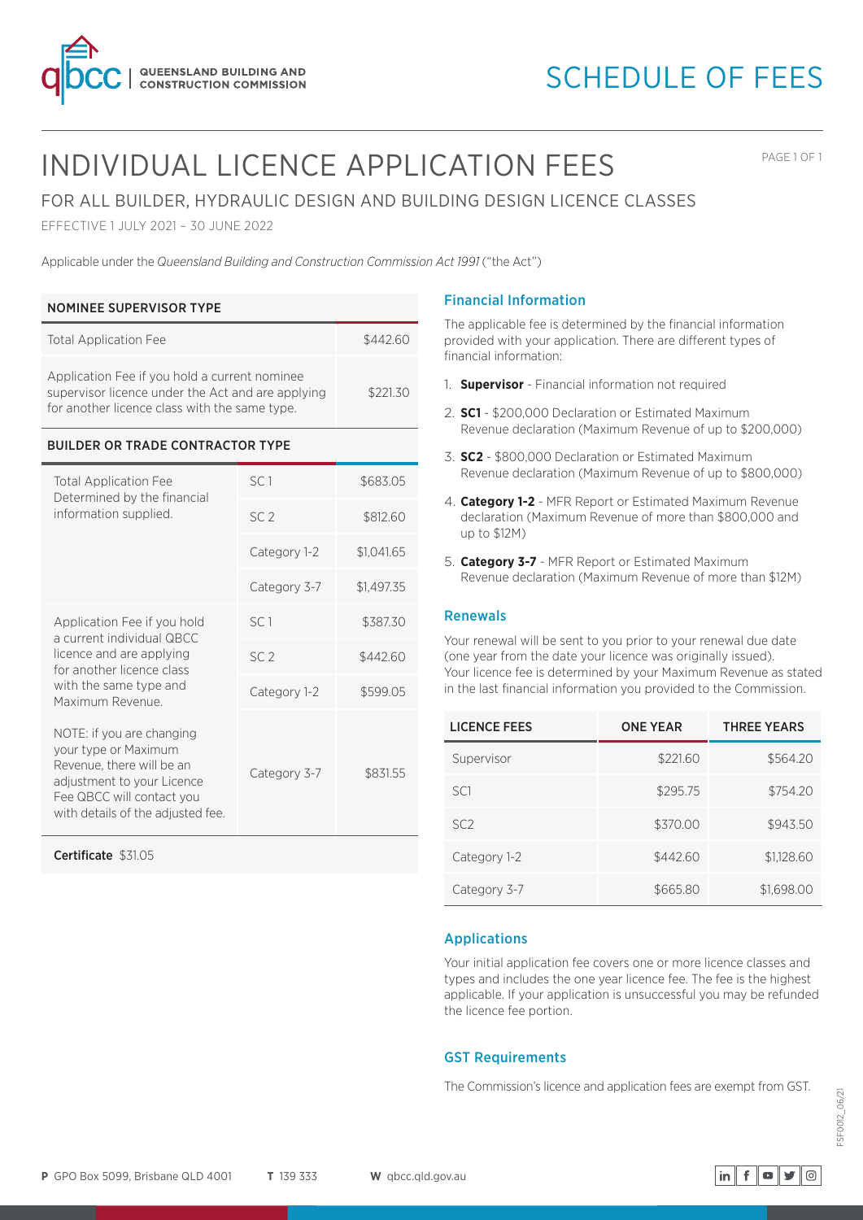# SCHEDULE OF FEES

# INDIVIDUAL LICENCE APPLICATION FEES

## FOR ALL BUILDER, HYDRAULIC DESIGN AND BUILDING DESIGN LICENCE CLASSES

EFFECTIVE 1 JULY 2021 – 30 JUNE 2022

Applicable under the *Queensland Building and Construction Commission Act 1991* ("the Act")

| NOMINEE SUPERVISOR TYPE | |
|---|---|
| Total Application Fee | $442.60 |
| Application Fee if you hold a current nominee supervisor licence under the Act and are applying for another licence class with the same type. | $221.30 |

| BUILDER OR TRADE CONTRACTOR TYPE | | |
|---|---|---|
| Total Application Fee Determined by the financial information supplied. | SC 1 | $683.05 |
| | SC 2 | $812.60 |
| | Category 1-2 | $1,041.65 |
| | Category 3-7 | $1,497.35 |
| Application Fee if you hold a current individual QBCC licence and are applying for another licence class with the same type and Maximum Revenue. | SC 1 | $387.30 |
| | SC 2 | $442.60 |
| | Category 1-2 | $599.05 |
| NOTE: if you are changing your type or Maximum Revenue, there will be an adjustment to your Licence Fee QBCC will contact you with details of the adjusted fee. | Category 3-7 | $831.55 |

**Certificate** $31.05

### Financial Information

The applicable fee is determined by the financial information provided with your application. There are different types of financial information:

1. **Supervisor** - Financial information not required
2. **SC1** - $200,000 Declaration or Estimated Maximum Revenue declaration (Maximum Revenue of up to $200,000)
3. **SC2** - $800,000 Declaration or Estimated Maximum Revenue declaration (Maximum Revenue of up to $800,000)
4. **Category 1-2** - MFR Report or Estimated Maximum Revenue declaration (Maximum Revenue of more than $800,000 and up to $12M)
5. **Category 3-7** - MFR Report or Estimated Maximum Revenue declaration (Maximum Revenue of more than $12M)

### Renewals

Your renewal will be sent to you prior to your renewal due date (one year from the date your licence was originally issued). Your licence fee is determined by your Maximum Revenue as stated in the last financial information you provided to the Commission.

| LICENCE FEES | ONE YEAR | THREE YEARS |
|---|---|---|
| Supervisor | $221.60 | $564.20 |
| SC1 | $295.75 | $754.20 |
| SC2 | $370.00 | $943.50 |
| Category 1-2 | $442.60 | $1,128.60 |
| Category 3-7 | $665.80 | $1,698.00 |

### Applications

Your initial application fee covers one or more licence classes and types and includes the one year licence fee. The fee is the highest applicable. If your application is unsuccessful you may be refunded the licence fee portion.

### GST Requirements

The Commission's licence and application fees are exempt from GST.

FSF0012_06/21

**P** GPO Box 5099, Brisbane QLD 4001 **T** 139 333 **W** qbcc.qld.gov.au